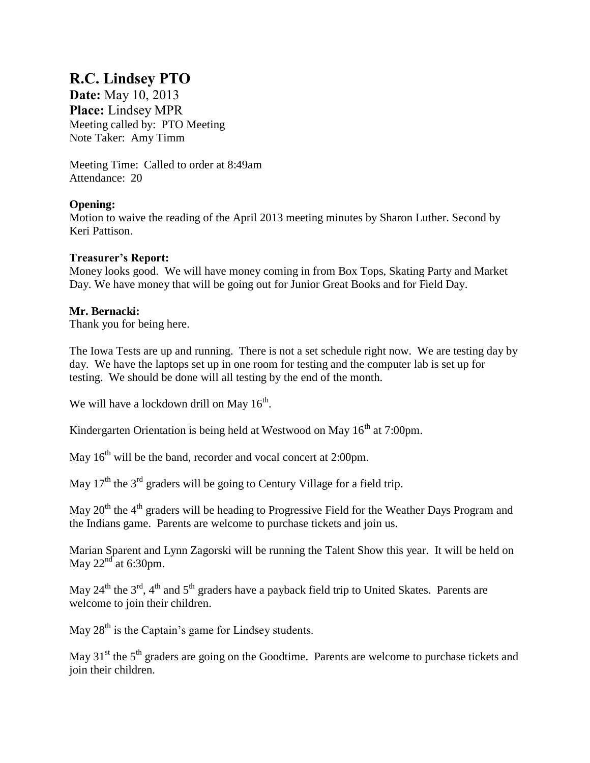# R.C. Lindsey PTO

**Date:** May 10, 2013
**Place:** Lindsey MPR
Meeting called by: PTO Meeting
Note Taker: Amy Timm

Meeting Time: Called to order at 8:49am
Attendance: 20

**Opening:**
Motion to waive the reading of the April 2013 meeting minutes by Sharon Luther. Second by Keri Pattison.

**Treasurer's Report:**
Money looks good. We will have money coming in from Box Tops, Skating Party and Market Day. We have money that will be going out for Junior Great Books and for Field Day.

**Mr. Bernacki:**
Thank you for being here.

The Iowa Tests are up and running. There is not a set schedule right now. We are testing day by day. We have the laptops set up in one room for testing and the computer lab is set up for testing. We should be done will all testing by the end of the month.

We will have a lockdown drill on May 16th.

Kindergarten Orientation is being held at Westwood on May 16th at 7:00pm.

May 16th will be the band, recorder and vocal concert at 2:00pm.

May 17th the 3rd graders will be going to Century Village for a field trip.

May 20th the 4th graders will be heading to Progressive Field for the Weather Days Program and the Indians game. Parents are welcome to purchase tickets and join us.

Marian Sparent and Lynn Zagorski will be running the Talent Show this year. It will be held on May 22nd at 6:30pm.

May 24th the 3rd, 4th and 5th graders have a payback field trip to United Skates. Parents are welcome to join their children.

May 28th is the Captain's game for Lindsey students.

May 31st the 5th graders are going on the Goodtime. Parents are welcome to purchase tickets and join their children.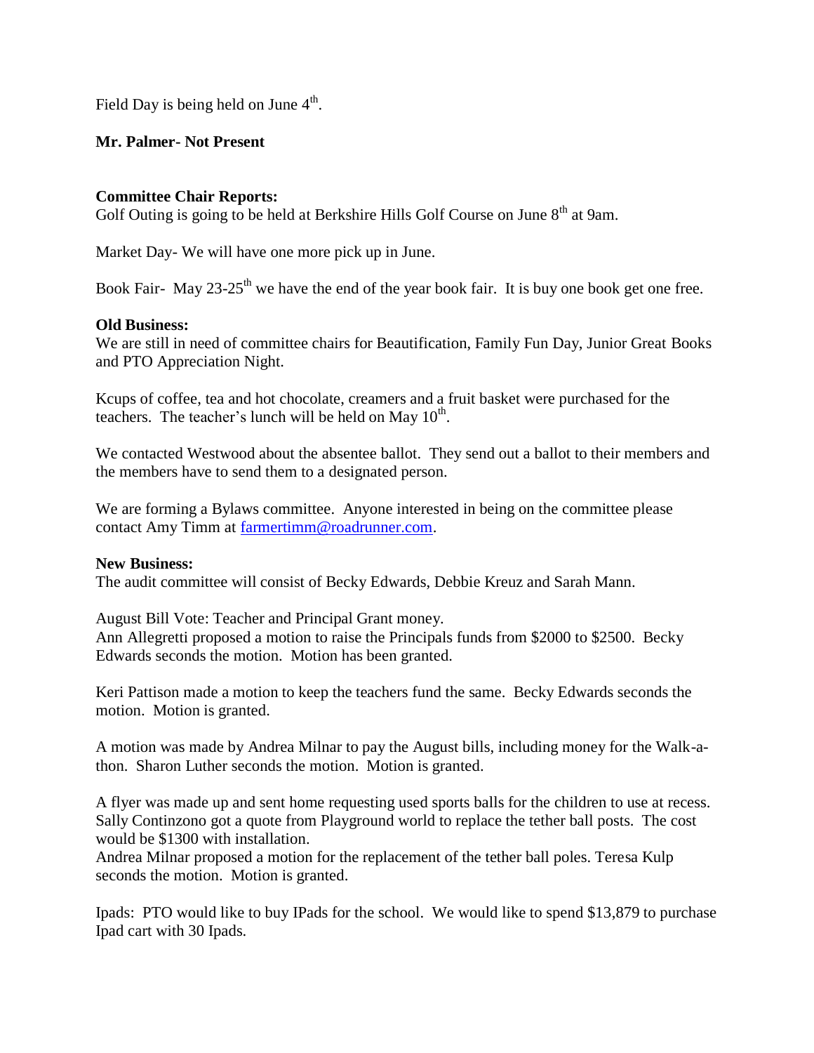Field Day is being held on June 4th.

**Mr. Palmer- Not Present**

**Committee Chair Reports:**
Golf Outing is going to be held at Berkshire Hills Golf Course on June 8th at 9am.

Market Day- We will have one more pick up in June.

Book Fair- May 23-25th we have the end of the year book fair. It is buy one book get one free.

**Old Business:**
We are still in need of committee chairs for Beautification, Family Fun Day, Junior Great Books and PTO Appreciation Night.

Kcups of coffee, tea and hot chocolate, creamers and a fruit basket were purchased for the teachers. The teacher's lunch will be held on May 10th.

We contacted Westwood about the absentee ballot. They send out a ballot to their members and the members have to send them to a designated person.

We are forming a Bylaws committee. Anyone interested in being on the committee please contact Amy Timm at farmertimm@roadrunner.com.

**New Business:**
The audit committee will consist of Becky Edwards, Debbie Kreuz and Sarah Mann.

August Bill Vote: Teacher and Principal Grant money.
Ann Allegretti proposed a motion to raise the Principals funds from $2000 to $2500. Becky Edwards seconds the motion. Motion has been granted.

Keri Pattison made a motion to keep the teachers fund the same. Becky Edwards seconds the motion. Motion is granted.

A motion was made by Andrea Milnar to pay the August bills, including money for the Walk-a-thon. Sharon Luther seconds the motion. Motion is granted.

A flyer was made up and sent home requesting used sports balls for the children to use at recess. Sally Continzono got a quote from Playground world to replace the tether ball posts. The cost would be $1300 with installation.
Andrea Milnar proposed a motion for the replacement of the tether ball poles. Teresa Kulp seconds the motion. Motion is granted.

Ipads: PTO would like to buy IPads for the school. We would like to spend $13,879 to purchase Ipad cart with 30 Ipads.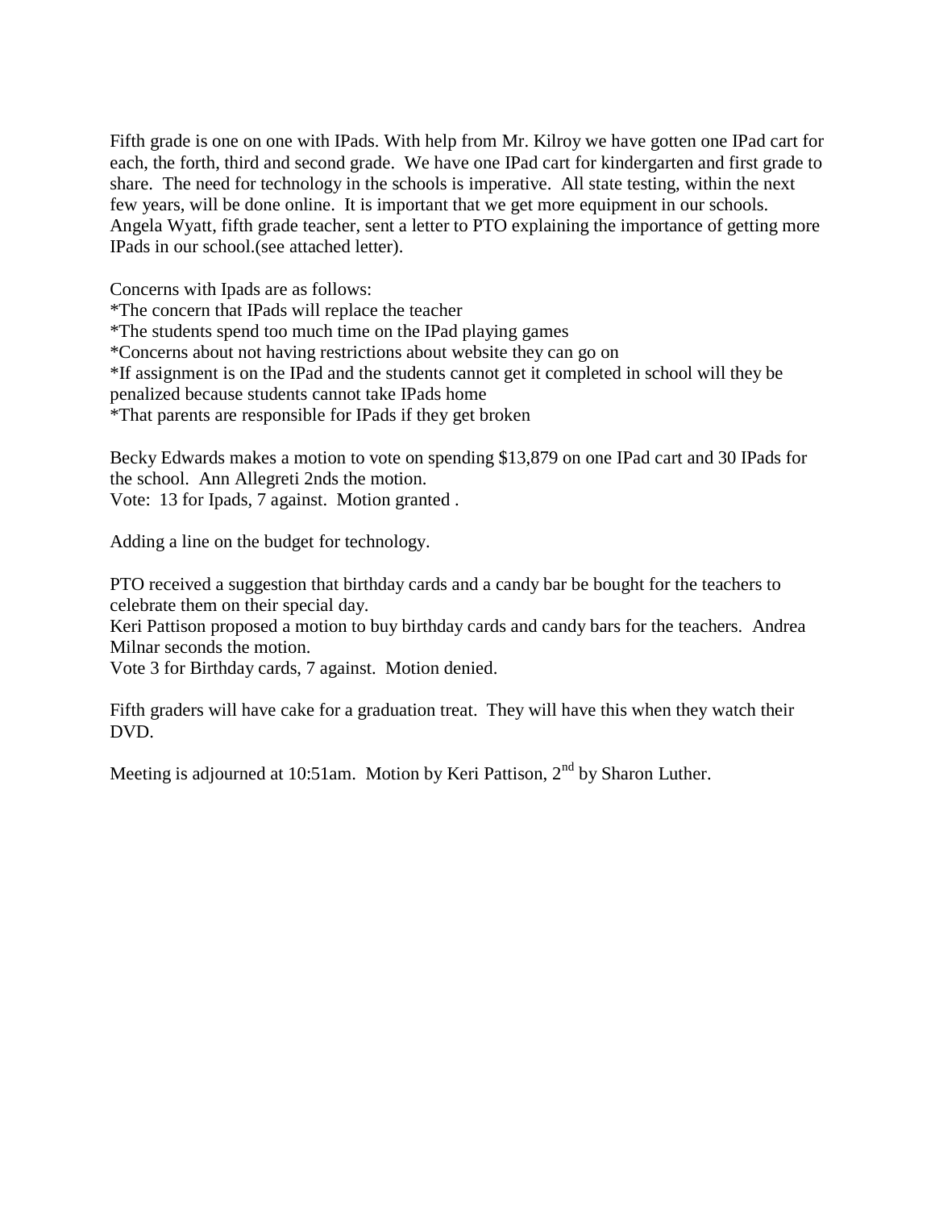Fifth grade is one on one with IPads. With help from Mr. Kilroy we have gotten one IPad cart for each, the forth, third and second grade. We have one IPad cart for kindergarten and first grade to share. The need for technology in the schools is imperative. All state testing, within the next few years, will be done online. It is important that we get more equipment in our schools. Angela Wyatt, fifth grade teacher, sent a letter to PTO explaining the importance of getting more IPads in our school.(see attached letter).

Concerns with Ipads are as follows:
*The concern that IPads will replace the teacher
*The students spend too much time on the IPad playing games
*Concerns about not having restrictions about website they can go on
*If assignment is on the IPad and the students cannot get it completed in school will they be penalized because students cannot take IPads home
*That parents are responsible for IPads if they get broken

Becky Edwards makes a motion to vote on spending $13,879 on one IPad cart and 30 IPads for the school. Ann Allegreti 2nds the motion.
Vote: 13 for Ipads, 7 against. Motion granted .

Adding a line on the budget for technology.

PTO received a suggestion that birthday cards and a candy bar be bought for the teachers to celebrate them on their special day.
Keri Pattison proposed a motion to buy birthday cards and candy bars for the teachers. Andrea Milnar seconds the motion.
Vote 3 for Birthday cards, 7 against. Motion denied.

Fifth graders will have cake for a graduation treat. They will have this when they watch their DVD.

Meeting is adjourned at 10:51am. Motion by Keri Pattison, 2nd by Sharon Luther.